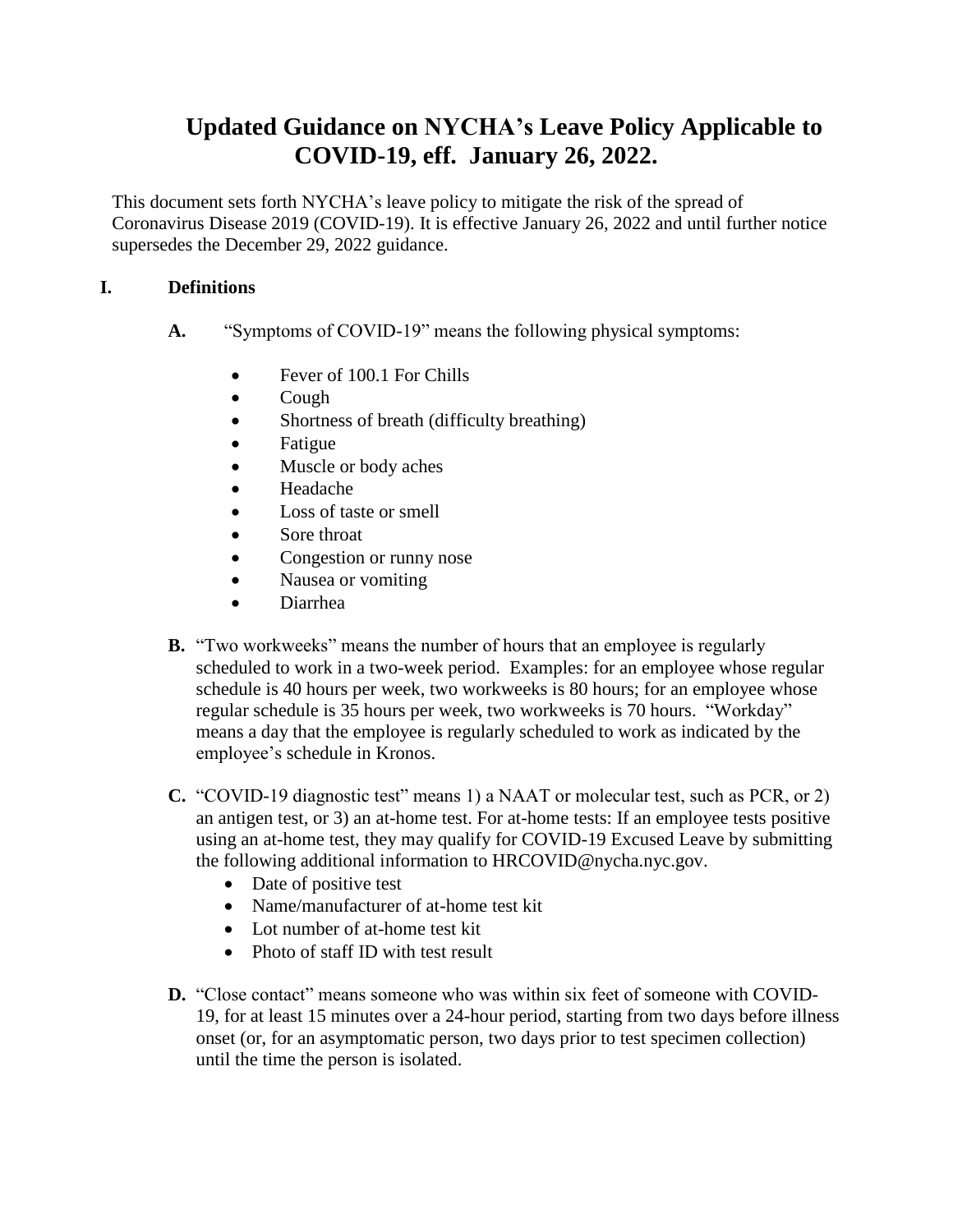# Updated Guidance on NYCHA's Leave Policy Applicable to COVID-19, eff. January 26, 2022.

This document sets forth NYCHA's leave policy to mitigate the risk of the spread of Coronavirus Disease 2019 (COVID-19). It is effective January 26, 2022 and until further notice supersedes the December 29, 2022 guidance.

## I. Definitions

**A.** "Symptoms of COVID-19" means the following physical symptoms:

- Fever of 100.1 For Chills
- Cough
- Shortness of breath (difficulty breathing)
- Fatigue
- Muscle or body aches
- Headache
- Loss of taste or smell
- Sore throat
- Congestion or runny nose
- Nausea or vomiting
- Diarrhea

**B.** "Two workweeks" means the number of hours that an employee is regularly scheduled to work in a two-week period. Examples: for an employee whose regular schedule is 40 hours per week, two workweeks is 80 hours; for an employee whose regular schedule is 35 hours per week, two workweeks is 70 hours. "Workday" means a day that the employee is regularly scheduled to work as indicated by the employee's schedule in Kronos.

**C.** "COVID-19 diagnostic test" means 1) a NAAT or molecular test, such as PCR, or 2) an antigen test, or 3) an at-home test. For at-home tests: If an employee tests positive using an at-home test, they may qualify for COVID-19 Excused Leave by submitting the following additional information to HRCOVID@nycha.nyc.gov.

- Date of positive test
- Name/manufacturer of at-home test kit
- Lot number of at-home test kit
- Photo of staff ID with test result

**D.** "Close contact" means someone who was within six feet of someone with COVID-19, for at least 15 minutes over a 24-hour period, starting from two days before illness onset (or, for an asymptomatic person, two days prior to test specimen collection) until the time the person is isolated.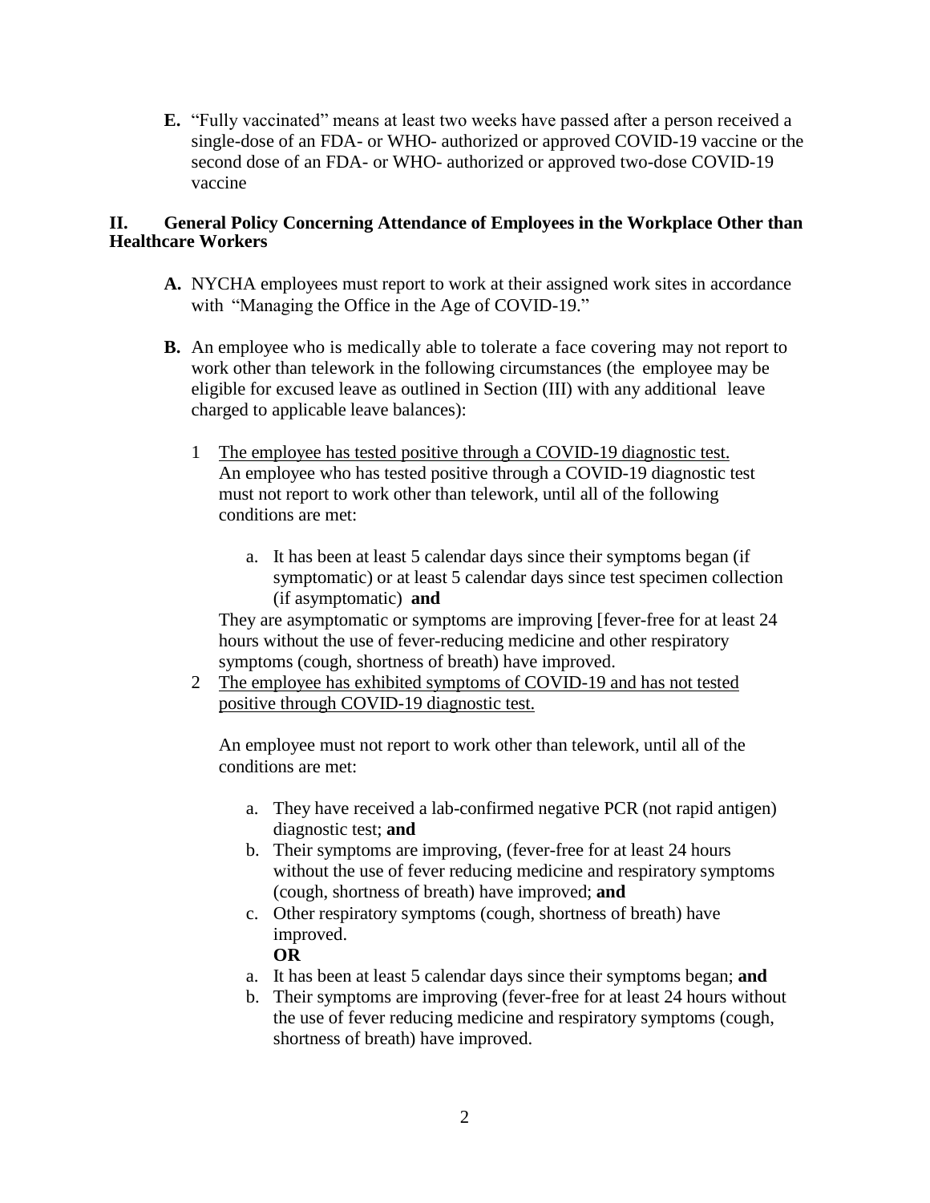**E.** "Fully vaccinated" means at least two weeks have passed after a person received a single-dose of an FDA- or WHO- authorized or approved COVID-19 vaccine or the second dose of an FDA- or WHO- authorized or approved two-dose COVID-19 vaccine

## II. General Policy Concerning Attendance of Employees in the Workplace Other than Healthcare Workers

**A.** NYCHA employees must report to work at their assigned work sites in accordance with "Managing the Office in the Age of COVID-19."

**B.** An employee who is medically able to tolerate a face covering may not report to work other than telework in the following circumstances (the employee may be eligible for excused leave as outlined in Section (III) with any additional leave charged to applicable leave balances):

1 <u>The employee has tested positive through a COVID-19 diagnostic test.</u> An employee who has tested positive through a COVID-19 diagnostic test must not report to work other than telework, until all of the following conditions are met:

   a. It has been at least 5 calendar days since their symptoms began (if symptomatic) or at least 5 calendar days since test specimen collection (if asymptomatic) **and**

   They are asymptomatic or symptoms are improving [fever-free for at least 24 hours without the use of fever-reducing medicine and other respiratory symptoms (cough, shortness of breath) have improved.

2 <u>The employee has exhibited symptoms of COVID-19 and has not tested positive through COVID-19 diagnostic test.</u>

   An employee must not report to work other than telework, until all of the conditions are met:

   a. They have received a lab-confirmed negative PCR (not rapid antigen) diagnostic test; **and**
   b. Their symptoms are improving, (fever-free for at least 24 hours without the use of fever reducing medicine and respiratory symptoms (cough, shortness of breath) have improved; **and**
   c. Other respiratory symptoms (cough, shortness of breath) have improved.

   **OR**

   a. It has been at least 5 calendar days since their symptoms began; **and**
   b. Their symptoms are improving (fever-free for at least 24 hours without the use of fever reducing medicine and respiratory symptoms (cough, shortness of breath) have improved.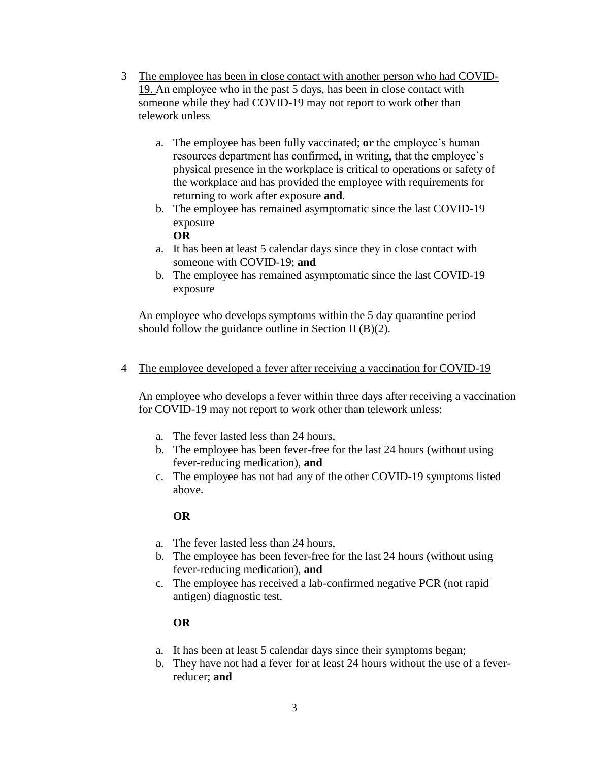3 <u>The employee has been in close contact with another person who had COVID-19.</u> An employee who in the past 5 days, has been in close contact with someone while they had COVID-19 may not report to work other than telework unless

   a. The employee has been fully vaccinated; **or** the employee's human resources department has confirmed, in writing, that the employee's physical presence in the workplace is critical to operations or safety of the workplace and has provided the employee with requirements for returning to work after exposure **and**.
   b. The employee has remained asymptomatic since the last COVID-19 exposure

   **OR**

   a. It has been at least 5 calendar days since they in close contact with someone with COVID-19; **and**
   b. The employee has remained asymptomatic since the last COVID-19 exposure

   An employee who develops symptoms within the 5 day quarantine period should follow the guidance outline in Section II (B)(2).

4 <u>The employee developed a fever after receiving a vaccination for COVID-19</u>

   An employee who develops a fever within three days after receiving a vaccination for COVID-19 may not report to work other than telework unless:

   a. The fever lasted less than 24 hours,
   b. The employee has been fever-free for the last 24 hours (without using fever-reducing medication), **and**
   c. The employee has not had any of the other COVID-19 symptoms listed above.

   **OR**

   a. The fever lasted less than 24 hours,
   b. The employee has been fever-free for the last 24 hours (without using fever-reducing medication), **and**
   c. The employee has received a lab-confirmed negative PCR (not rapid antigen) diagnostic test.

   **OR**

   a. It has been at least 5 calendar days since their symptoms began;
   b. They have not had a fever for at least 24 hours without the use of a fever-reducer; **and**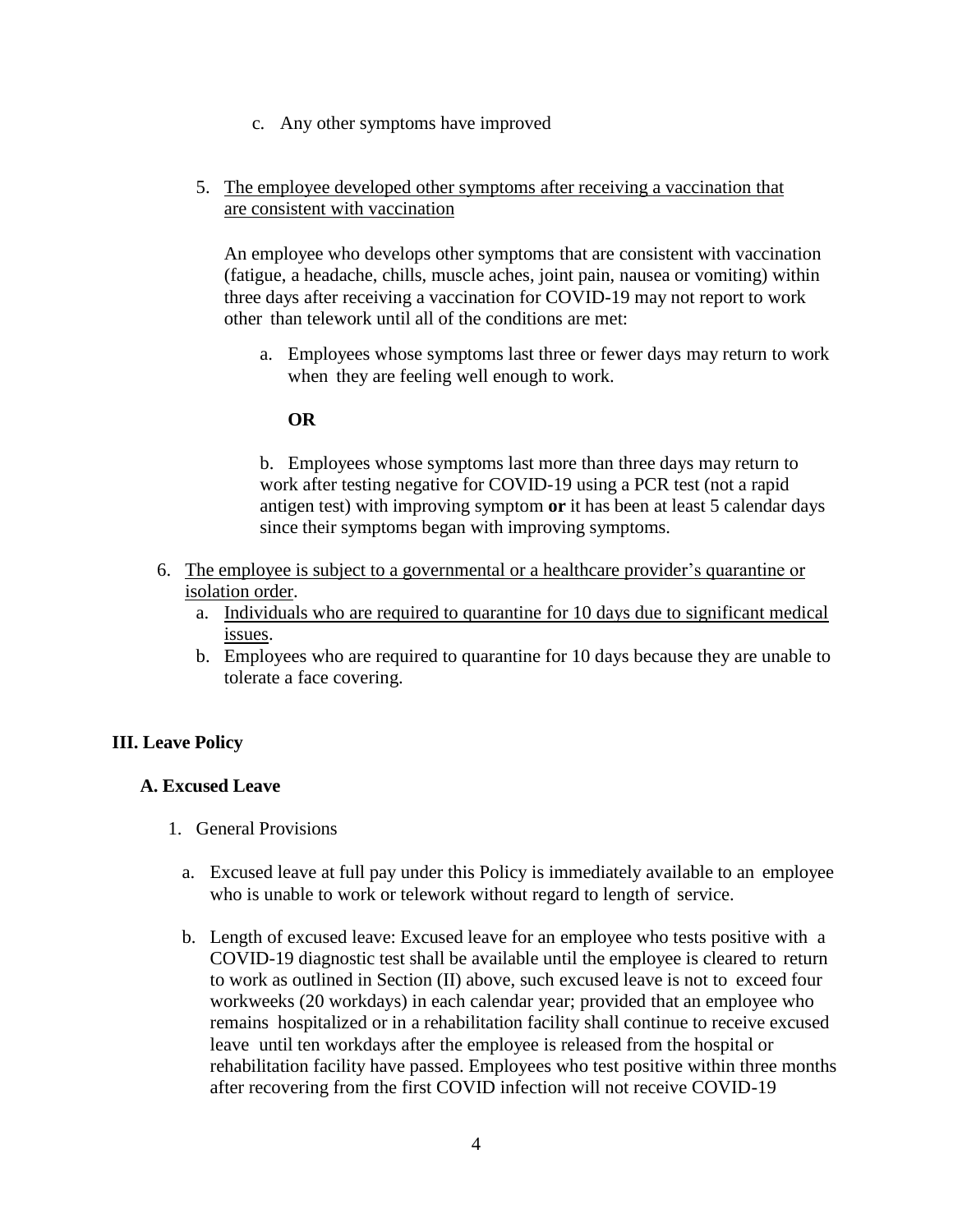c. Any other symptoms have improved

5. <u>The employee developed other symptoms after receiving a vaccination that are consistent with vaccination</u>

   An employee who develops other symptoms that are consistent with vaccination (fatigue, a headache, chills, muscle aches, joint pain, nausea or vomiting) within three days after receiving a vaccination for COVID-19 may not report to work other than telework until all of the conditions are met:

   a. Employees whose symptoms last three or fewer days may return to work when they are feeling well enough to work.

      **OR**

   b. Employees whose symptoms last more than three days may return to work after testing negative for COVID-19 using a PCR test (not a rapid antigen test) with improving symptom **or** it has been at least 5 calendar days since their symptoms began with improving symptoms.

6. <u>The employee is subject to a governmental or a healthcare provider's quarantine or isolation order</u>.
   a. <u>Individuals who are required to quarantine for 10 days due to significant medical issues</u>.
   b. Employees who are required to quarantine for 10 days because they are unable to tolerate a face covering.

## III. Leave Policy

### A. Excused Leave

1. General Provisions

   a. Excused leave at full pay under this Policy is immediately available to an employee who is unable to work or telework without regard to length of service.

   b. Length of excused leave: Excused leave for an employee who tests positive with a COVID-19 diagnostic test shall be available until the employee is cleared to return to work as outlined in Section (II) above, such excused leave is not to exceed four workweeks (20 workdays) in each calendar year; provided that an employee who remains hospitalized or in a rehabilitation facility shall continue to receive excused leave until ten workdays after the employee is released from the hospital or rehabilitation facility have passed. Employees who test positive within three months after recovering from the first COVID infection will not receive COVID-19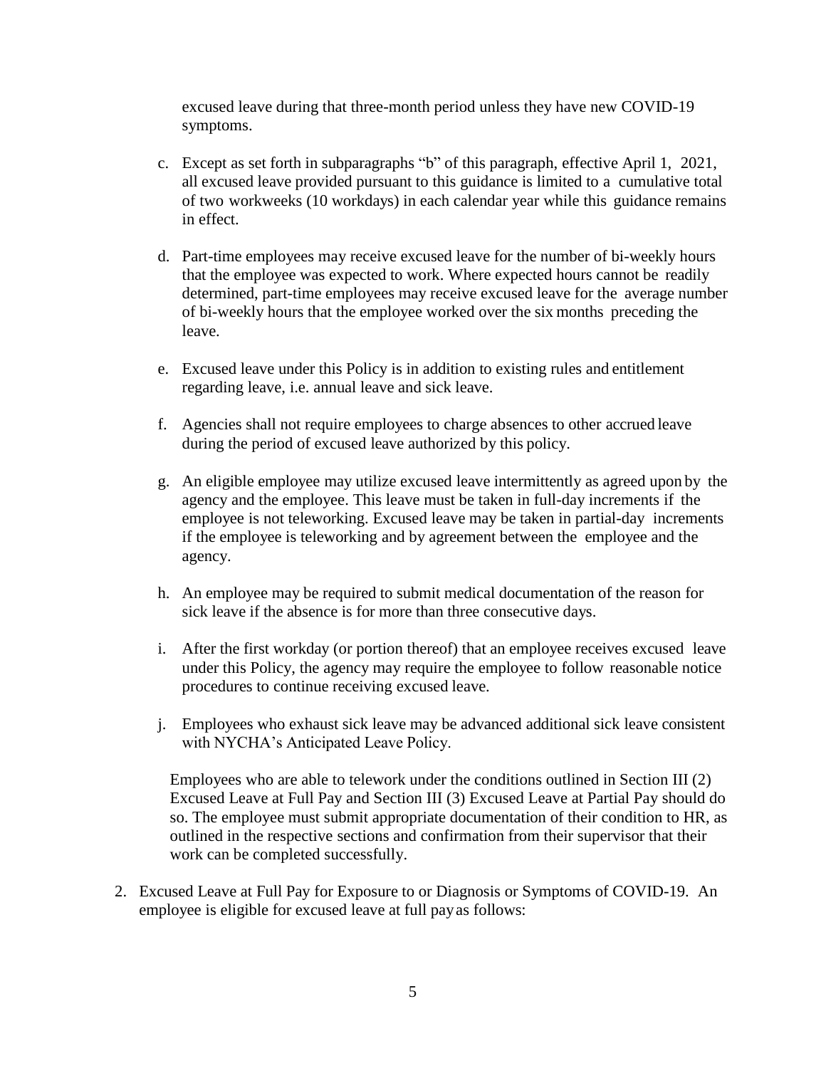excused leave during that three-month period unless they have new COVID-19 symptoms.

c. Except as set forth in subparagraphs "b" of this paragraph, effective April 1, 2021, all excused leave provided pursuant to this guidance is limited to a cumulative total of two workweeks (10 workdays) in each calendar year while this guidance remains in effect.

d. Part-time employees may receive excused leave for the number of bi-weekly hours that the employee was expected to work. Where expected hours cannot be readily determined, part-time employees may receive excused leave for the average number of bi-weekly hours that the employee worked over the six months preceding the leave.

e. Excused leave under this Policy is in addition to existing rules and entitlement regarding leave, i.e. annual leave and sick leave.

f. Agencies shall not require employees to charge absences to other accrued leave during the period of excused leave authorized by this policy.

g. An eligible employee may utilize excused leave intermittently as agreed upon by the agency and the employee. This leave must be taken in full-day increments if the employee is not teleworking. Excused leave may be taken in partial-day increments if the employee is teleworking and by agreement between the employee and the agency.

h. An employee may be required to submit medical documentation of the reason for sick leave if the absence is for more than three consecutive days.

i. After the first workday (or portion thereof) that an employee receives excused leave under this Policy, the agency may require the employee to follow reasonable notice procedures to continue receiving excused leave.

j. Employees who exhaust sick leave may be advanced additional sick leave consistent with NYCHA's Anticipated Leave Policy.

Employees who are able to telework under the conditions outlined in Section III (2) Excused Leave at Full Pay and Section III (3) Excused Leave at Partial Pay should do so. The employee must submit appropriate documentation of their condition to HR, as outlined in the respective sections and confirmation from their supervisor that their work can be completed successfully.

2. Excused Leave at Full Pay for Exposure to or Diagnosis or Symptoms of COVID-19. An employee is eligible for excused leave at full pay as follows: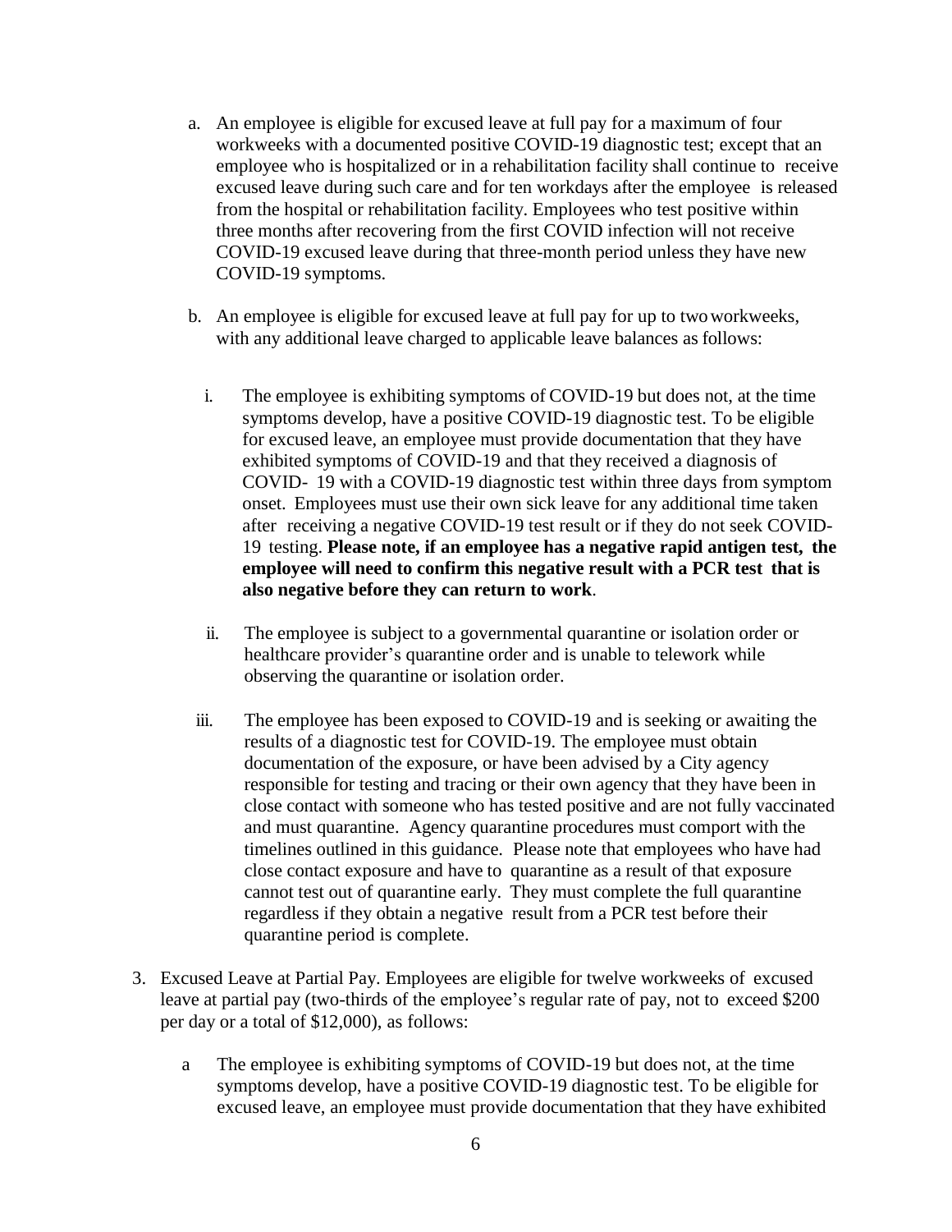a. An employee is eligible for excused leave at full pay for a maximum of four workweeks with a documented positive COVID-19 diagnostic test; except that an employee who is hospitalized or in a rehabilitation facility shall continue to receive excused leave during such care and for ten workdays after the employee is released from the hospital or rehabilitation facility. Employees who test positive within three months after recovering from the first COVID infection will not receive COVID-19 excused leave during that three-month period unless they have new COVID-19 symptoms.

b. An employee is eligible for excused leave at full pay for up to two workweeks, with any additional leave charged to applicable leave balances as follows:

   i. The employee is exhibiting symptoms of COVID-19 but does not, at the time symptoms develop, have a positive COVID-19 diagnostic test. To be eligible for excused leave, an employee must provide documentation that they have exhibited symptoms of COVID-19 and that they received a diagnosis of COVID- 19 with a COVID-19 diagnostic test within three days from symptom onset. Employees must use their own sick leave for any additional time taken after receiving a negative COVID-19 test result or if they do not seek COVID-19 testing. **Please note, if an employee has a negative rapid antigen test, the employee will need to confirm this negative result with a PCR test that is also negative before they can return to work**.

   ii. The employee is subject to a governmental quarantine or isolation order or healthcare provider's quarantine order and is unable to telework while observing the quarantine or isolation order.

   iii. The employee has been exposed to COVID-19 and is seeking or awaiting the results of a diagnostic test for COVID-19. The employee must obtain documentation of the exposure, or have been advised by a City agency responsible for testing and tracing or their own agency that they have been in close contact with someone who has tested positive and are not fully vaccinated and must quarantine. Agency quarantine procedures must comport with the timelines outlined in this guidance. Please note that employees who have had close contact exposure and have to quarantine as a result of that exposure cannot test out of quarantine early. They must complete the full quarantine regardless if they obtain a negative result from a PCR test before their quarantine period is complete.

3. Excused Leave at Partial Pay. Employees are eligible for twelve workweeks of excused leave at partial pay (two-thirds of the employee's regular rate of pay, not to exceed $200 per day or a total of $12,000), as follows:

   a The employee is exhibiting symptoms of COVID-19 but does not, at the time symptoms develop, have a positive COVID-19 diagnostic test. To be eligible for excused leave, an employee must provide documentation that they have exhibited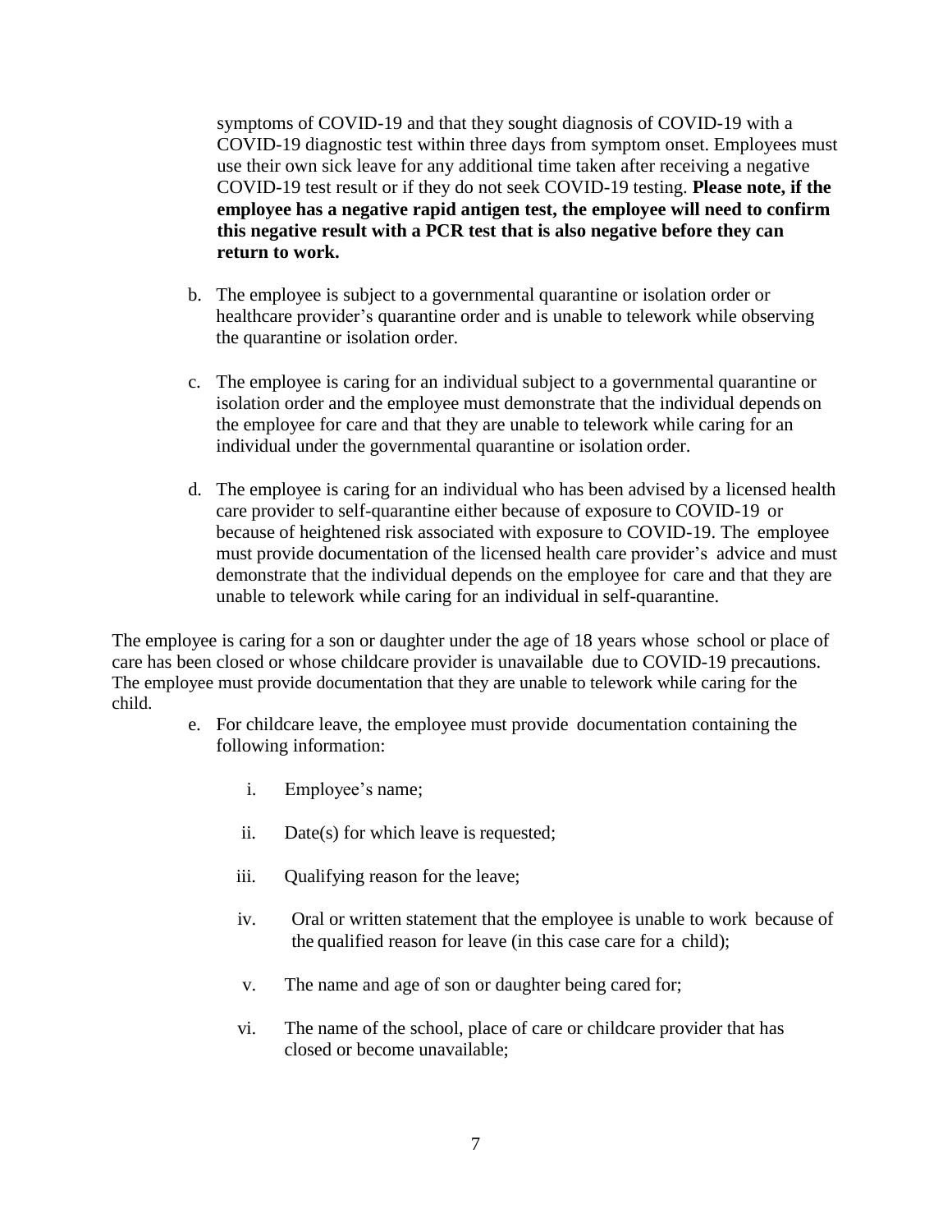symptoms of COVID-19 and that they sought diagnosis of COVID-19 with a COVID-19 diagnostic test within three days from symptom onset. Employees must use their own sick leave for any additional time taken after receiving a negative COVID-19 test result or if they do not seek COVID-19 testing. **Please note, if the employee has a negative rapid antigen test, the employee will need to confirm this negative result with a PCR test that is also negative before they can return to work.**

b. The employee is subject to a governmental quarantine or isolation order or healthcare provider's quarantine order and is unable to telework while observing the quarantine or isolation order.

c. The employee is caring for an individual subject to a governmental quarantine or isolation order and the employee must demonstrate that the individual depends on the employee for care and that they are unable to telework while caring for an individual under the governmental quarantine or isolation order.

d. The employee is caring for an individual who has been advised by a licensed health care provider to self-quarantine either because of exposure to COVID-19 or because of heightened risk associated with exposure to COVID-19. The employee must provide documentation of the licensed health care provider's advice and must demonstrate that the individual depends on the employee for care and that they are unable to telework while caring for an individual in self-quarantine.

The employee is caring for a son or daughter under the age of 18 years whose school or place of care has been closed or whose childcare provider is unavailable due to COVID-19 precautions. The employee must provide documentation that they are unable to telework while caring for the child.

e. For childcare leave, the employee must provide documentation containing the following information:

   i. Employee's name;

   ii. Date(s) for which leave is requested;

   iii. Qualifying reason for the leave;

   iv. Oral or written statement that the employee is unable to work because of the qualified reason for leave (in this case care for a child);

   v. The name and age of son or daughter being cared for;

   vi. The name of the school, place of care or childcare provider that has closed or become unavailable;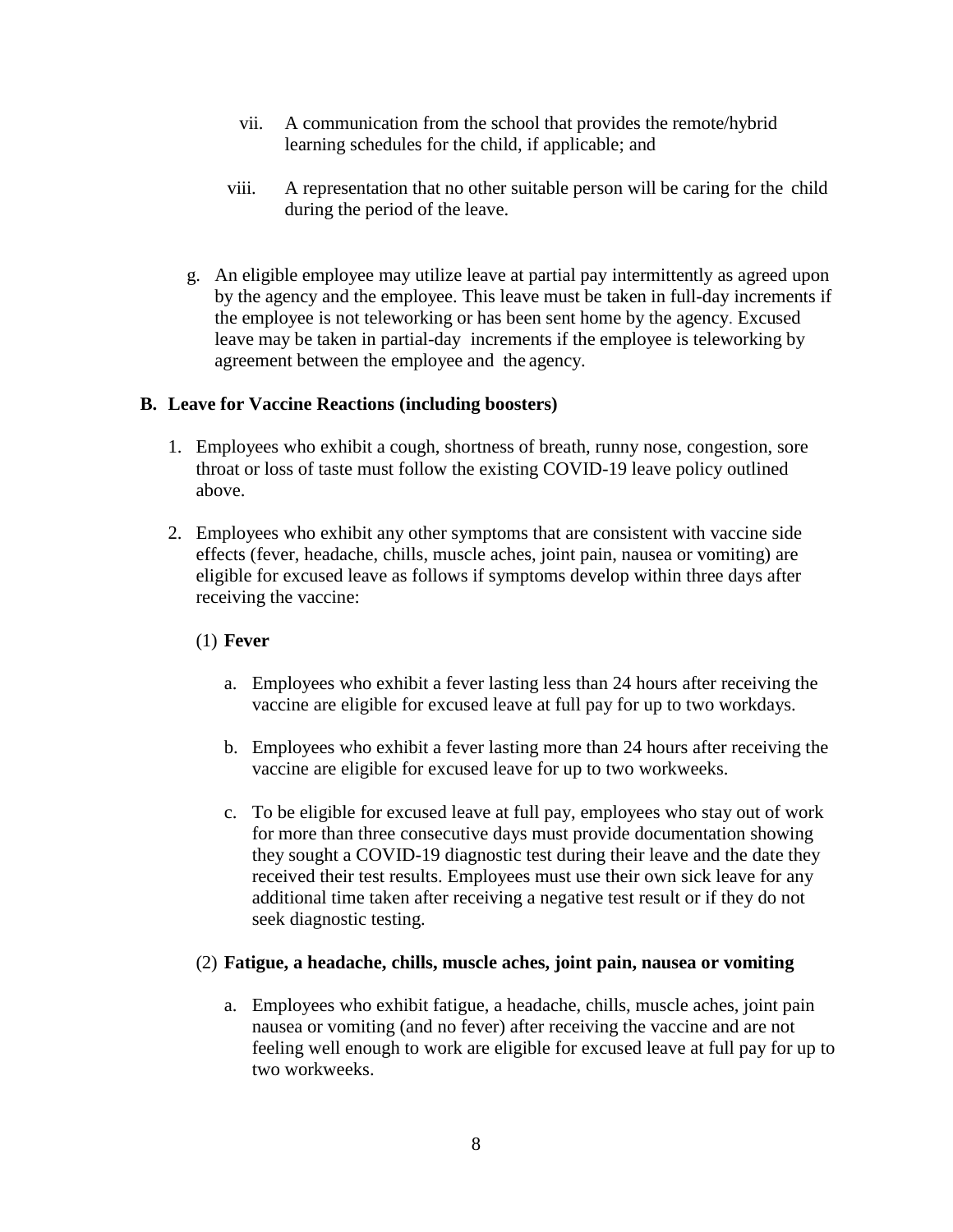vii. A communication from the school that provides the remote/hybrid learning schedules for the child, if applicable; and

viii. A representation that no other suitable person will be caring for the child during the period of the leave.

g. An eligible employee may utilize leave at partial pay intermittently as agreed upon by the agency and the employee. This leave must be taken in full-day increments if the employee is not teleworking or has been sent home by the agency. Excused leave may be taken in partial-day increments if the employee is teleworking by agreement between the employee and the agency.

**B. Leave for Vaccine Reactions (including boosters)**

1. Employees who exhibit a cough, shortness of breath, runny nose, congestion, sore throat or loss of taste must follow the existing COVID-19 leave policy outlined above.

2. Employees who exhibit any other symptoms that are consistent with vaccine side effects (fever, headache, chills, muscle aches, joint pain, nausea or vomiting) are eligible for excused leave as follows if symptoms develop within three days after receiving the vaccine:

(1) **Fever**

a. Employees who exhibit a fever lasting less than 24 hours after receiving the vaccine are eligible for excused leave at full pay for up to two workdays.

b. Employees who exhibit a fever lasting more than 24 hours after receiving the vaccine are eligible for excused leave for up to two workweeks.

c. To be eligible for excused leave at full pay, employees who stay out of work for more than three consecutive days must provide documentation showing they sought a COVID-19 diagnostic test during their leave and the date they received their test results. Employees must use their own sick leave for any additional time taken after receiving a negative test result or if they do not seek diagnostic testing.

(2) **Fatigue, a headache, chills, muscle aches, joint pain, nausea or vomiting**

a. Employees who exhibit fatigue, a headache, chills, muscle aches, joint pain nausea or vomiting (and no fever) after receiving the vaccine and are not feeling well enough to work are eligible for excused leave at full pay for up to two workweeks.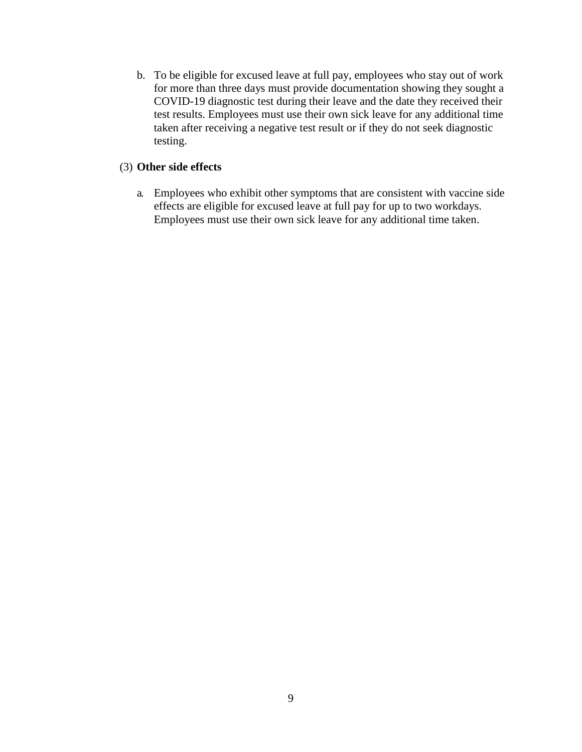b. To be eligible for excused leave at full pay, employees who stay out of work for more than three days must provide documentation showing they sought a COVID-19 diagnostic test during their leave and the date they received their test results. Employees must use their own sick leave for any additional time taken after receiving a negative test result or if they do not seek diagnostic testing.

(3) **Other side effects**

a. Employees who exhibit other symptoms that are consistent with vaccine side effects are eligible for excused leave at full pay for up to two workdays. Employees must use their own sick leave for any additional time taken.